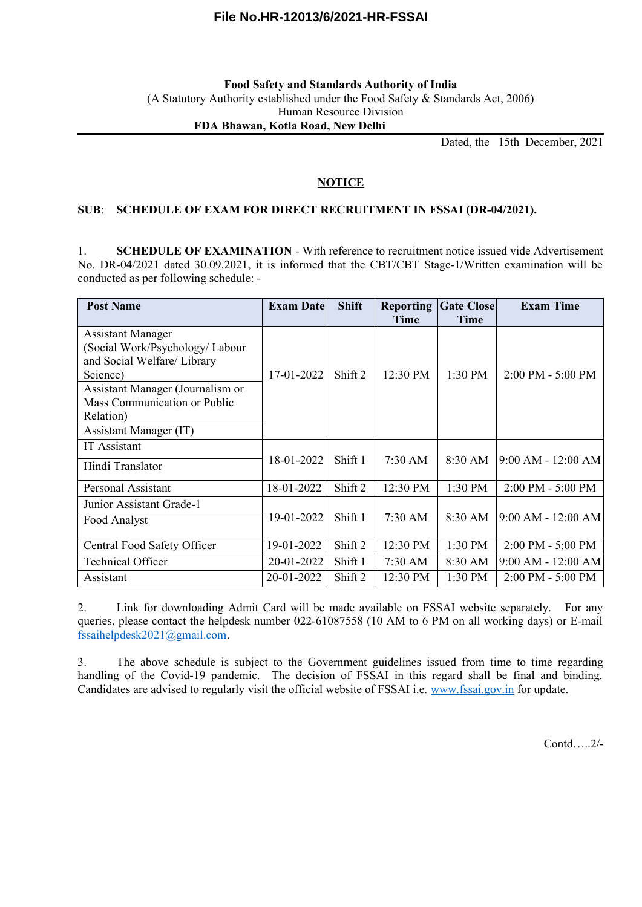**File No.HR-12013/6/2021-HR-FSSAI**

**Food Safety and Standards Authority of India**
(A Statutory Authority established under the Food Safety & Standards Act, 2006)
Human Resource Division
**FDA Bhawan, Kotla Road, New Delhi**

Dated, the 15th December, 2021

## NOTICE

**SUB**: **SCHEDULE OF EXAM FOR DIRECT RECRUITMENT IN FSSAI (DR-04/2021).**

1. **SCHEDULE OF EXAMINATION** - With reference to recruitment notice issued vide Advertisement No. DR-04/2021 dated 30.09.2021, it is informed that the CBT/CBT Stage-1/Written examination will be conducted as per following schedule: -

| Post Name | Exam Date | Shift | Reporting Time | Gate Close Time | Exam Time |
|---|---|---|---|---|---|
| Assistant Manager (Social Work/Psychology/ Labour and Social Welfare/ Library Science) | 17-01-2022 | Shift 2 | 12:30 PM | 1:30 PM | 2:00 PM - 5:00 PM |
| Assistant Manager (Journalism or Mass Communication or Public Relation) | | | | | |
| Assistant Manager (IT) | | | | | |
| IT Assistant | 18-01-2022 | Shift 1 | 7:30 AM | 8:30 AM | 9:00 AM - 12:00 AM |
| Hindi Translator | | | | | |
| Personal Assistant | 18-01-2022 | Shift 2 | 12:30 PM | 1:30 PM | 2:00 PM - 5:00 PM |
| Junior Assistant Grade-1 | 19-01-2022 | Shift 1 | 7:30 AM | 8:30 AM | 9:00 AM - 12:00 AM |
| Food Analyst | | | | | |
| Central Food Safety Officer | 19-01-2022 | Shift 2 | 12:30 PM | 1:30 PM | 2:00 PM - 5:00 PM |
| Technical Officer | 20-01-2022 | Shift 1 | 7:30 AM | 8:30 AM | 9:00 AM - 12:00 AM |
| Assistant | 20-01-2022 | Shift 2 | 12:30 PM | 1:30 PM | 2:00 PM - 5:00 PM |

2. Link for downloading Admit Card will be made available on FSSAI website separately. For any queries, please contact the helpdesk number 022-61087558 (10 AM to 6 PM on all working days) or E-mail fssaihelpdesk2021@gmail.com.

3. The above schedule is subject to the Government guidelines issued from time to time regarding handling of the Covid-19 pandemic. The decision of FSSAI in this regard shall be final and binding. Candidates are advised to regularly visit the official website of FSSAI i.e. www.fssai.gov.in for update.

Contd…..2/-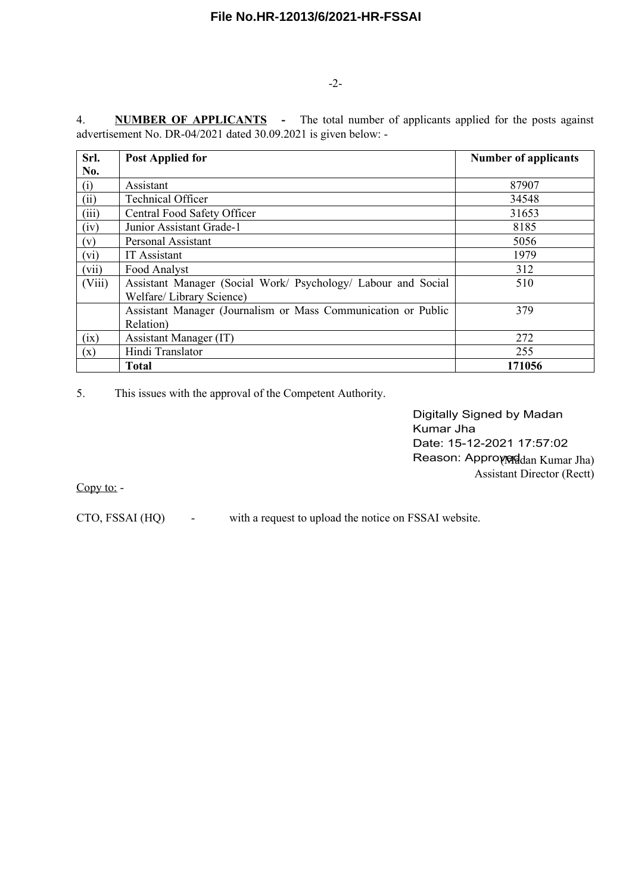4. **NUMBER OF APPLICANTS -** The total number of applicants applied for the posts against advertisement No. DR-04/2021 dated 30.09.2021 is given below: -

| Srl. No. | Post Applied for | Number of applicants |
|---|---|---|
| (i) | Assistant | 87907 |
| (ii) | Technical Officer | 34548 |
| (iii) | Central Food Safety Officer | 31653 |
| (iv) | Junior Assistant Grade-1 | 8185 |
| (v) | Personal Assistant | 5056 |
| (vi) | IT Assistant | 1979 |
| (vii) | Food Analyst | 312 |
| (Viii) | Assistant Manager (Social Work/ Psychology/ Labour and Social Welfare/ Library Science) | 510 |
| | Assistant Manager (Journalism or Mass Communication or Public Relation) | 379 |
| (ix) | Assistant Manager (IT) | 272 |
| (x) | Hindi Translator | 255 |
| | **Total** | **171056** |

5. This issues with the approval of the Competent Authority.

Digitally Signed by Madan Kumar Jha
Date: 15-12-2021 17:57:02
Reason: Approved

(Madan Kumar Jha)
Assistant Director (Rectt)

Copy to: -

CTO, FSSAI (HQ) - with a request to upload the notice on FSSAI website.